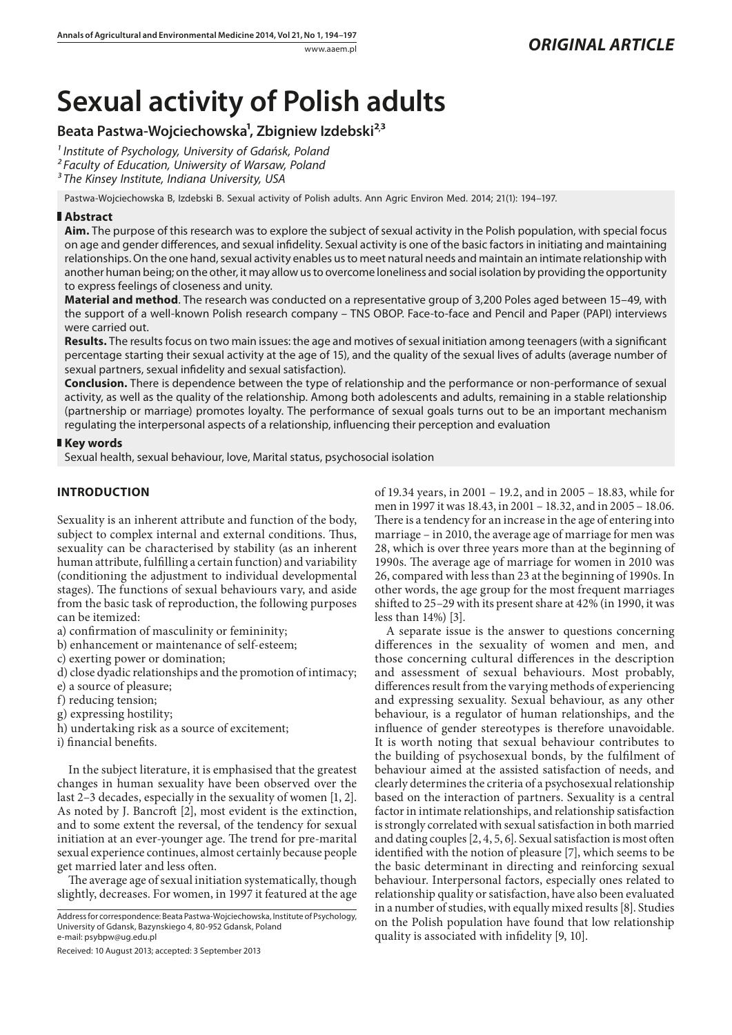*ORIGINAL ARTICLE*

# Sexual activity of Polish adults

**Beata Pastwa-Wojciechowska[1], Zbigniew Izdebski[2,3]**

*[1] Institute of Psychology, University of Gdańsk, Poland*
*[2] Faculty of Education, Uniwersity of Warsaw, Poland*
*[3] The Kinsey Institute, Indiana University, USA*

Pastwa-Wojciechowska B, Izdebski B. Sexual activity of Polish adults. Ann Agric Environ Med. 2014; 21(1): 194–197.

## Abstract

**Aim.** The purpose of this research was to explore the subject of sexual activity in the Polish population, with special focus on age and gender differences, and sexual infidelity. Sexual activity is one of the basic factors in initiating and maintaining relationships. On the one hand, sexual activity enables us to meet natural needs and maintain an intimate relationship with another human being; on the other, it may allow us to overcome loneliness and social isolation by providing the opportunity to express feelings of closeness and unity.

**Material and method**. The research was conducted on a representative group of 3,200 Poles aged between 15–49, with the support of a well-known Polish research company – TNS OBOP. Face-to-face and Pencil and Paper (PAPI) interviews were carried out.

**Results.** The results focus on two main issues: the age and motives of sexual initiation among teenagers (with a significant percentage starting their sexual activity at the age of 15), and the quality of the sexual lives of adults (average number of sexual partners, sexual infidelity and sexual satisfaction).

**Conclusion.** There is dependence between the type of relationship and the performance or non-performance of sexual activity, as well as the quality of the relationship. Among both adolescents and adults, remaining in a stable relationship (partnership or marriage) promotes loyalty. The performance of sexual goals turns out to be an important mechanism regulating the interpersonal aspects of a relationship, influencing their perception and evaluation

## Key words

Sexual health, sexual behaviour, love, Marital status, psychosocial isolation

## INTRODUCTION

Sexuality is an inherent attribute and function of the body, subject to complex internal and external conditions. Thus, sexuality can be characterised by stability (as an inherent human attribute, fulfilling a certain function) and variability (conditioning the adjustment to individual developmental stages). The functions of sexual behaviours vary, and aside from the basic task of reproduction, the following purposes can be itemized:

a) confirmation of masculinity or femininity;
b) enhancement or maintenance of self-esteem;
c) exerting power or domination;
d) close dyadic relationships and the promotion of intimacy;
e) a source of pleasure;
f) reducing tension;
g) expressing hostility;
h) undertaking risk as a source of excitement;
i) financial benefits.

In the subject literature, it is emphasised that the greatest changes in human sexuality have been observed over the last 2–3 decades, especially in the sexuality of women [1, 2]. As noted by J. Bancroft [2], most evident is the extinction, and to some extent the reversal, of the tendency for sexual initiation at an ever-younger age. The trend for pre-marital sexual experience continues, almost certainly because people get married later and less often.

The average age of sexual initiation systematically, though slightly, decreases. For women, in 1997 it featured at the age of 19.34 years, in 2001 – 19.2, and in 2005 – 18.83, while for men in 1997 it was 18.43, in 2001 – 18.32, and in 2005 – 18.06. There is a tendency for an increase in the age of entering into marriage – in 2010, the average age of marriage for men was 28, which is over three years more than at the beginning of 1990s. The average age of marriage for women in 2010 was 26, compared with less than 23 at the beginning of 1990s. In other words, the age group for the most frequent marriages shifted to 25–29 with its present share at 42% (in 1990, it was less than 14%) [3].

A separate issue is the answer to questions concerning differences in the sexuality of women and men, and those concerning cultural differences in the description and assessment of sexual behaviours. Most probably, differences result from the varying methods of experiencing and expressing sexuality. Sexual behaviour, as any other behaviour, is a regulator of human relationships, and the influence of gender stereotypes is therefore unavoidable. It is worth noting that sexual behaviour contributes to the building of psychosexual bonds, by the fulfilment of behaviour aimed at the assisted satisfaction of needs, and clearly determines the criteria of a psychosexual relationship based on the interaction of partners. Sexuality is a central factor in intimate relationships, and relationship satisfaction is strongly correlated with sexual satisfaction in both married and dating couples [2, 4, 5, 6]. Sexual satisfaction is most often identified with the notion of pleasure [7], which seems to be the basic determinant in directing and reinforcing sexual behaviour. Interpersonal factors, especially ones related to relationship quality or satisfaction, have also been evaluated in a number of studies, with equally mixed results [8]. Studies on the Polish population have found that low relationship quality is associated with infidelity [9, 10].

Address for correspondence: Beata Pastwa-Wojciechowska, Institute of Psychology, University of Gdansk, Bazynskiego 4, 80-952 Gdansk, Poland
e-mail: psybpw@ug.edu.pl

Received: 10 August 2013; accepted: 3 September 2013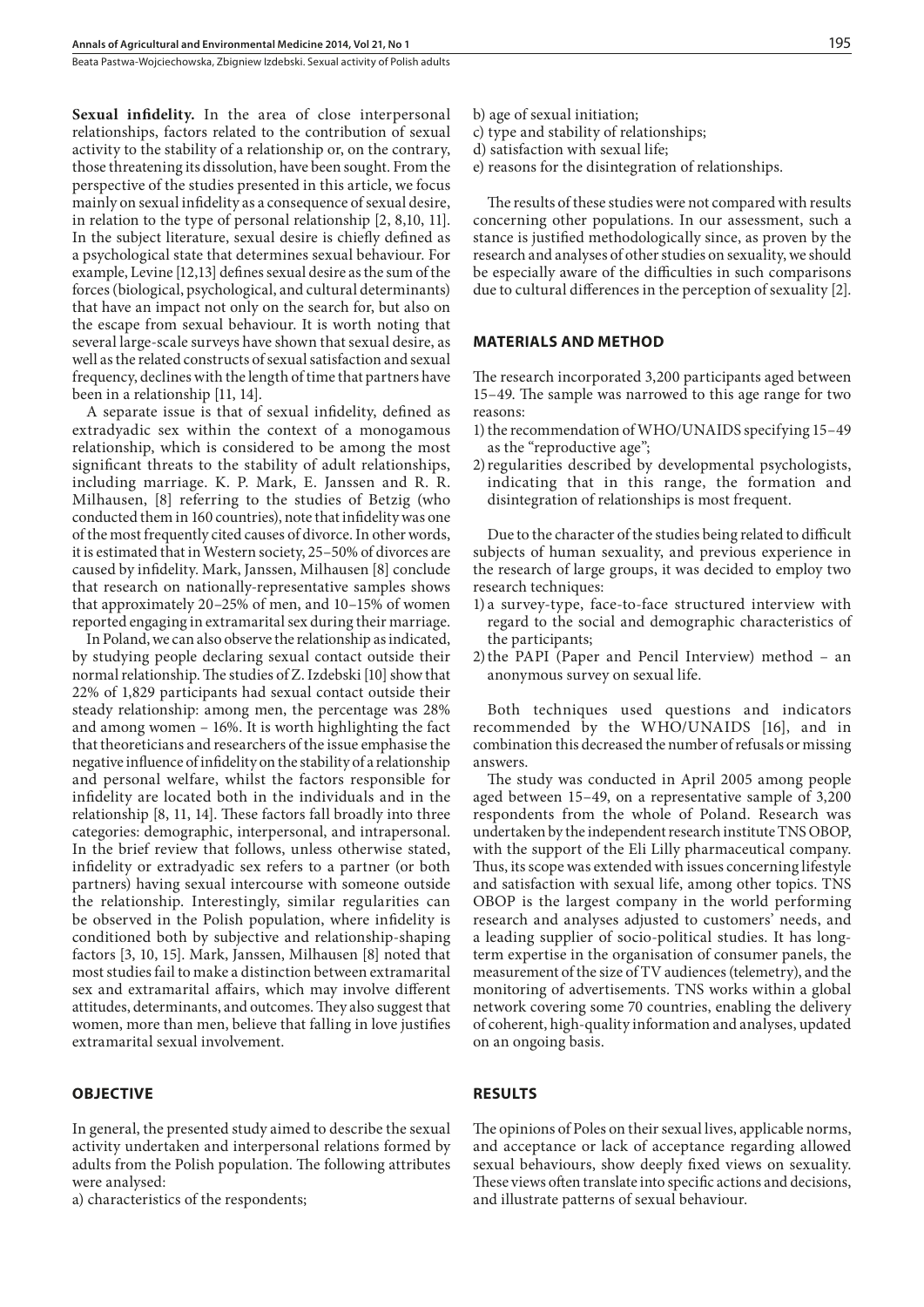**Sexual infidelity.** In the area of close interpersonal relationships, factors related to the contribution of sexual activity to the stability of a relationship or, on the contrary, those threatening its dissolution, have been sought. From the perspective of the studies presented in this article, we focus mainly on sexual infidelity as a consequence of sexual desire, in relation to the type of personal relationship [2, 8,10, 11]. In the subject literature, sexual desire is chiefly defined as a psychological state that determines sexual behaviour. For example, Levine [12,13] defines sexual desire as the sum of the forces (biological, psychological, and cultural determinants) that have an impact not only on the search for, but also on the escape from sexual behaviour. It is worth noting that several large-scale surveys have shown that sexual desire, as well as the related constructs of sexual satisfaction and sexual frequency, declines with the length of time that partners have been in a relationship [11, 14].

A separate issue is that of sexual infidelity, defined as extradyadic sex within the context of a monogamous relationship, which is considered to be among the most significant threats to the stability of adult relationships, including marriage. K. P. Mark, E. Janssen and R. R. Milhausen, [8] referring to the studies of Betzig (who conducted them in 160 countries), note that infidelity was one of the most frequently cited causes of divorce. In other words, it is estimated that in Western society, 25–50% of divorces are caused by infidelity. Mark, Janssen, Milhausen [8] conclude that research on nationally-representative samples shows that approximately 20–25% of men, and 10–15% of women reported engaging in extramarital sex during their marriage.

In Poland, we can also observe the relationship as indicated, by studying people declaring sexual contact outside their normal relationship. The studies of Z. Izdebski [10] show that 22% of 1,829 participants had sexual contact outside their steady relationship: among men, the percentage was 28% and among women – 16%. It is worth highlighting the fact that theoreticians and researchers of the issue emphasise the negative influence of infidelity on the stability of a relationship and personal welfare, whilst the factors responsible for infidelity are located both in the individuals and in the relationship [8, 11, 14]. These factors fall broadly into three categories: demographic, interpersonal, and intrapersonal. In the brief review that follows, unless otherwise stated, infidelity or extradyadic sex refers to a partner (or both partners) having sexual intercourse with someone outside the relationship. Interestingly, similar regularities can be observed in the Polish population, where infidelity is conditioned both by subjective and relationship-shaping factors [3, 10, 15]. Mark, Janssen, Milhausen [8] noted that most studies fail to make a distinction between extramarital sex and extramarital affairs, which may involve different attitudes, determinants, and outcomes. They also suggest that women, more than men, believe that falling in love justifies extramarital sexual involvement.

## OBJECTIVE

In general, the presented study aimed to describe the sexual activity undertaken and interpersonal relations formed by adults from the Polish population. The following attributes were analysed:

a) characteristics of the respondents;
b) age of sexual initiation;
c) type and stability of relationships;
d) satisfaction with sexual life;
e) reasons for the disintegration of relationships.

The results of these studies were not compared with results concerning other populations. In our assessment, such a stance is justified methodologically since, as proven by the research and analyses of other studies on sexuality, we should be especially aware of the difficulties in such comparisons due to cultural differences in the perception of sexuality [2].

## MATERIALS AND METHOD

The research incorporated 3,200 participants aged between 15–49. The sample was narrowed to this age range for two reasons:

1) the recommendation of WHO/UNAIDS specifying 15–49 as the "reproductive age";
2) regularities described by developmental psychologists, indicating that in this range, the formation and disintegration of relationships is most frequent.

Due to the character of the studies being related to difficult subjects of human sexuality, and previous experience in the research of large groups, it was decided to employ two research techniques:

1) a survey-type, face-to-face structured interview with regard to the social and demographic characteristics of the participants;
2) the PAPI (Paper and Pencil Interview) method – an anonymous survey on sexual life.

Both techniques used questions and indicators recommended by the WHO/UNAIDS [16], and in combination this decreased the number of refusals or missing answers.

The study was conducted in April 2005 among people aged between 15–49, on a representative sample of 3,200 respondents from the whole of Poland. Research was undertaken by the independent research institute TNS OBOP, with the support of the Eli Lilly pharmaceutical company. Thus, its scope was extended with issues concerning lifestyle and satisfaction with sexual life, among other topics. TNS OBOP is the largest company in the world performing research and analyses adjusted to customers' needs, and a leading supplier of socio-political studies. It has long-term expertise in the organisation of consumer panels, the measurement of the size of TV audiences (telemetry), and the monitoring of advertisements. TNS works within a global network covering some 70 countries, enabling the delivery of coherent, high-quality information and analyses, updated on an ongoing basis.

## RESULTS

The opinions of Poles on their sexual lives, applicable norms, and acceptance or lack of acceptance regarding allowed sexual behaviours, show deeply fixed views on sexuality. These views often translate into specific actions and decisions, and illustrate patterns of sexual behaviour.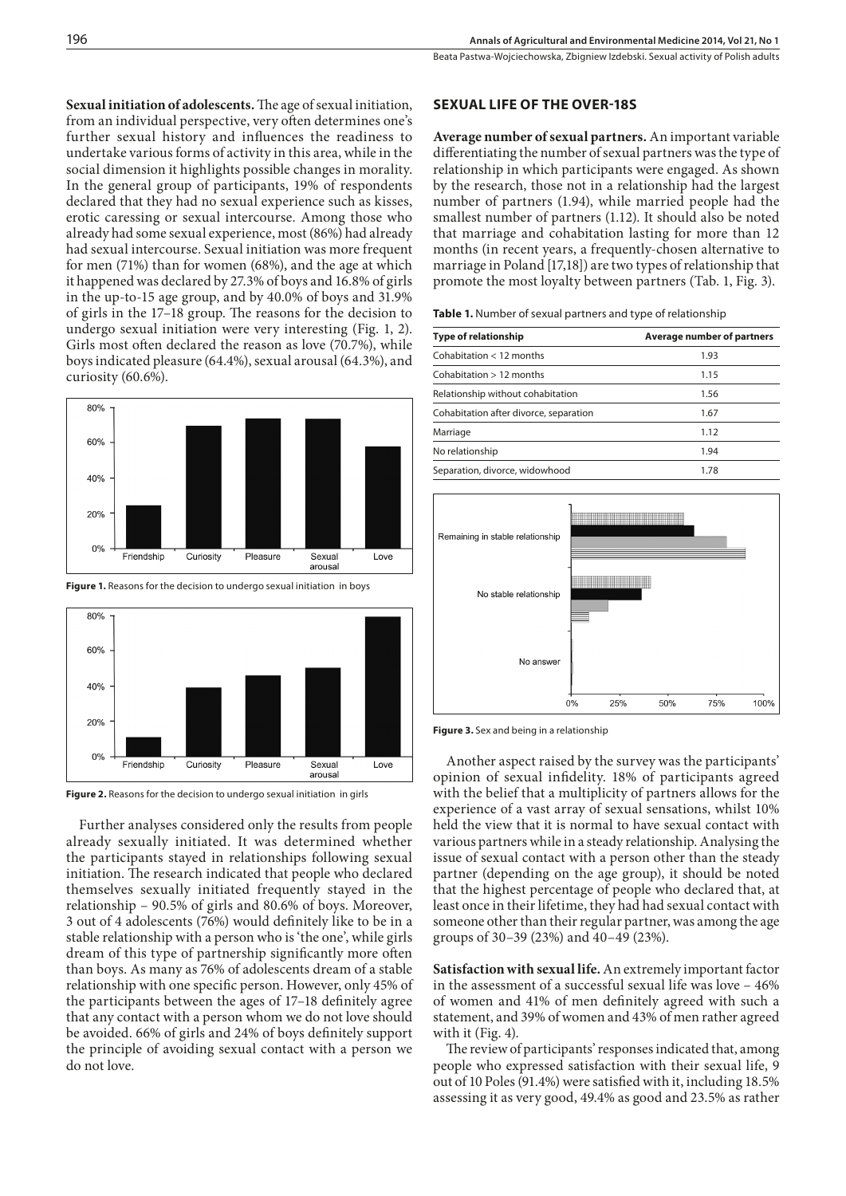**Sexual initiation of adolescents.** The age of sexual initiation, from an individual perspective, very often determines one's further sexual history and influences the readiness to undertake various forms of activity in this area, while in the social dimension it highlights possible changes in morality. In the general group of participants, 19% of respondents declared that they had no sexual experience such as kisses, erotic caressing or sexual intercourse. Among those who already had some sexual experience, most (86%) had already had sexual intercourse. Sexual initiation was more frequent for men (71%) than for women (68%), and the age at which it happened was declared by 27.3% of boys and 16.8% of girls in the up-to-15 age group, and by 40.0% of boys and 31.9% of girls in the 17–18 group. The reasons for the decision to undergo sexual initiation were very interesting (Fig. 1, 2). Girls most often declared the reason as love (70.7%), while boys indicated pleasure (64.4%), sexual arousal (64.3%), and curiosity (60.6%).

80%
60%
40%
20%
0%
Friendship
Curiosity
Pleasure
Sexual arousal
Love

**Figure 1.** Reasons for the decision to undergo sexual initiation in boys

80%
60%
40%
20%
0%
Friendship
Curiosity
Pleasure
Sexual arousal
Love

**Figure 2.** Reasons for the decision to undergo sexual initiation in girls

Further analyses considered only the results from people already sexually initiated. It was determined whether the participants stayed in relationships following sexual initiation. The research indicated that people who declared themselves sexually initiated frequently stayed in the relationship – 90.5% of girls and 80.6% of boys. Moreover, 3 out of 4 adolescents (76%) would definitely like to be in a stable relationship with a person who is 'the one', while girls dream of this type of partnership significantly more often than boys. As many as 76% of adolescents dream of a stable relationship with one specific person. However, only 45% of the participants between the ages of 17–18 definitely agree that any contact with a person whom we do not love should be avoided. 66% of girls and 24% of boys definitely support the principle of avoiding sexual contact with a person we do not love.

## SEXUAL LIFE OF THE OVER-18S

**Average number of sexual partners.** An important variable differentiating the number of sexual partners was the type of relationship in which participants were engaged. As shown by the research, those not in a relationship had the largest number of partners (1.94), while married people had the smallest number of partners (1.12). It should also be noted that marriage and cohabitation lasting for more than 12 months (in recent years, a frequently-chosen alternative to marriage in Poland [17,18]) are two types of relationship that promote the most loyalty between partners (Tab. 1, Fig. 3).

**Table 1.** Number of sexual partners and type of relationship

| Type of relationship | Average number of partners |
| --- | --- |
| Cohabitation < 12 months | 1.93 |
| Cohabitation > 12 months | 1.15 |
| Relationship without cohabitation | 1.56 |
| Cohabitation after divorce, separation | 1.67 |
| Marriage | 1.12 |
| No relationship | 1.94 |
| Separation, divorce, widowhood | 1.78 |

Remaining in stable relationship
No stable relationship
No answer
0%
25%
50%
75%
100%

**Figure 3.** Sex and being in a relationship

Another aspect raised by the survey was the participants' opinion of sexual infidelity. 18% of participants agreed with the belief that a multiplicity of partners allows for the experience of a vast array of sexual sensations, whilst 10% held the view that it is normal to have sexual contact with various partners while in a steady relationship. Analysing the issue of sexual contact with a person other than the steady partner (depending on the age group), it should be noted that the highest percentage of people who declared that, at least once in their lifetime, they had had sexual contact with someone other than their regular partner, was among the age groups of 30–39 (23%) and 40–49 (23%).

**Satisfaction with sexual life.** An extremely important factor in the assessment of a successful sexual life was love – 46% of women and 41% of men definitely agreed with such a statement, and 39% of women and 43% of men rather agreed with it (Fig. 4).

The review of participants' responses indicated that, among people who expressed satisfaction with their sexual life, 9 out of 10 Poles (91.4%) were satisfied with it, including 18.5% assessing it as very good, 49.4% as good and 23.5% as rather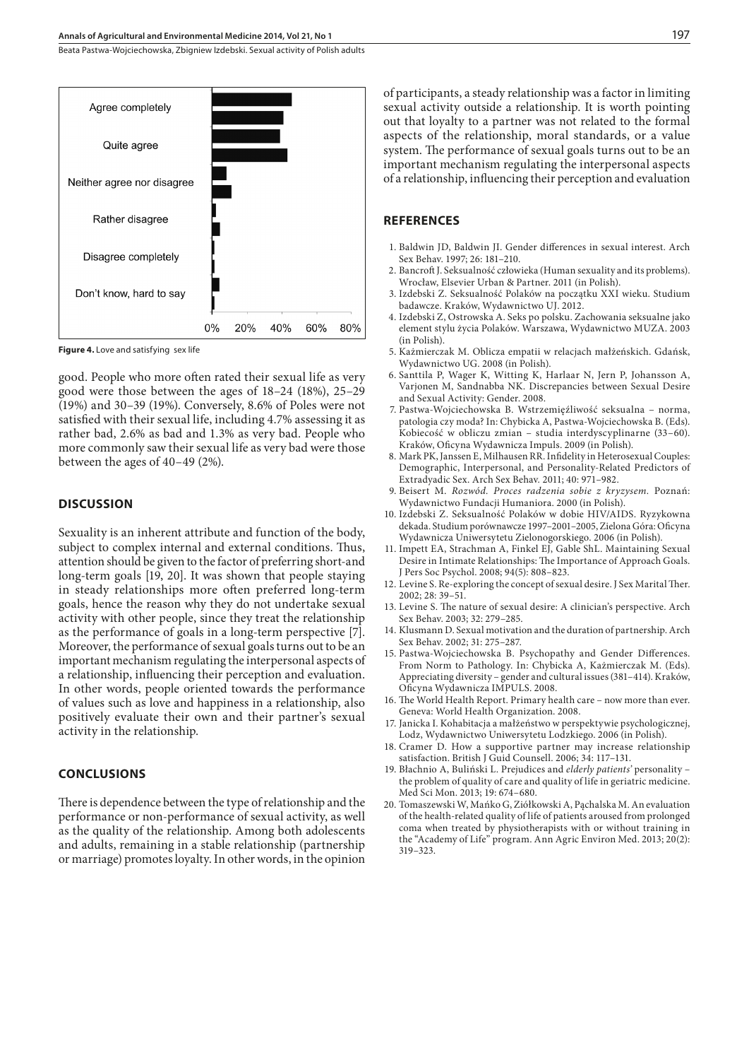Agree completely

Quite agree

Neither agree nor disagree

Rather disagree

Disagree completely

Don't know, hard to say

0% 20% 40% 60% 80%

**Figure 4.** Love and satisfying sex life

good. People who more often rated their sexual life as very good were those between the ages of 18–24 (18%), 25–29 (19%) and 30–39 (19%). Conversely, 8.6% of Poles were not satisfied with their sexual life, including 4.7% assessing it as rather bad, 2.6% as bad and 1.3% as very bad. People who more commonly saw their sexual life as very bad were those between the ages of 40–49 (2%).

## DISCUSSION

Sexuality is an inherent attribute and function of the body, subject to complex internal and external conditions. Thus, attention should be given to the factor of preferring short-and long-term goals [19, 20]. It was shown that people staying in steady relationships more often preferred long-term goals, hence the reason why they do not undertake sexual activity with other people, since they treat the relationship as the performance of goals in a long-term perspective [7]. Moreover, the performance of sexual goals turns out to be an important mechanism regulating the interpersonal aspects of a relationship, influencing their perception and evaluation. In other words, people oriented towards the performance of values such as love and happiness in a relationship, also positively evaluate their own and their partner's sexual activity in the relationship.

## CONCLUSIONS

There is dependence between the type of relationship and the performance or non-performance of sexual activity, as well as the quality of the relationship. Among both adolescents and adults, remaining in a stable relationship (partnership or marriage) promotes loyalty. In other words, in the opinion of participants, a steady relationship was a factor in limiting sexual activity outside a relationship. It is worth pointing out that loyalty to a partner was not related to the formal aspects of the relationship, moral standards, or a value system. The performance of sexual goals turns out to be an important mechanism regulating the interpersonal aspects of a relationship, influencing their perception and evaluation

## REFERENCES

1. Baldwin JD, Baldwin JI. Gender differences in sexual interest. Arch Sex Behav. 1997; 26: 181–210.
2. Bancroft J. Seksualność człowieka (Human sexuality and its problems). Wrocław, Elsevier Urban & Partner. 2011 (in Polish).
3. Izdebski Z. Seksualność Polaków na początku XXI wieku. Studium badawcze. Kraków, Wydawnictwo UJ. 2012.
4. Izdebski Z, Ostrowska A. Seks po polsku. Zachowania seksualne jako element stylu życia Polaków. Warszawa, Wydawnictwo MUZA. 2003 (in Polish).
5. Kaźmierczak M. Oblicza empatii w relacjach małżeńskich. Gdańsk, Wydawnictwo UG. 2008 (in Polish).
6. Santtila P, Wager K, Witting K, Harlaar N, Jern P, Johansson A, Varjonen M, Sandnabba NK. Discrepancies between Sexual Desire and Sexual Activity: Gender. 2008.
7. Pastwa-Wojciechowska B. Wstrzemięźliwość seksualna – norma, patologia czy moda? In: Chybicka A, Pastwa-Wojciechowska B. (Eds). Kobiecość w obliczu zmian – studia interdyscyplinarne (33–60). Kraków, Oficyna Wydawnicza Impuls. 2009 (in Polish).
8. Mark PK, Janssen E, Milhausen RR. Infidelity in Heterosexual Couples: Demographic, Interpersonal, and Personality-Related Predictors of Extradyadic Sex. Arch Sex Behav. 2011; 40: 971–982.
9. Beisert M. *Rozwód. Proces radzenia sobie z kryzysem.* Poznań: Wydawnictwo Fundacji Humaniora. 2000 (in Polish).
10. Izdebski Z. Seksualność Polaków w dobie HIV/AIDS. Ryzykowna dekada. Studium porównawcze 1997–2001–2005, Zielona Góra: Oficyna Wydawnicza Uniwersytetu Zielonogorskiego. 2006 (in Polish).
11. Impett EA, Strachman A, Finkel EJ, Gable ShL. Maintaining Sexual Desire in Intimate Relationships: The Importance of Approach Goals. J Pers Soc Psychol. 2008; 94(5): 808–823.
12. Levine S. Re-exploring the concept of sexual desire. J Sex Marital Ther. 2002; 28: 39–51.
13. Levine S. The nature of sexual desire: A clinician's perspective. Arch Sex Behav. 2003; 32: 279–285.
14. Klusmann D. Sexual motivation and the duration of partnership. Arch Sex Behav. 2002; 31: 275–287.
15. Pastwa-Wojciechowska B. Psychopathy and Gender Differences. From Norm to Pathology. In: Chybicka A, Kaźmierczak M. (Eds). Appreciating diversity – gender and cultural issues (381–414). Kraków, Oficyna Wydawnicza IMPULS. 2008.
16. The World Health Report. Primary health care – now more than ever. Geneva: World Health Organization. 2008.
17. Janicka I. Kohabitacja a małżeństwo w perspektywie psychologicznej, Lodz, Wydawnictwo Uniwersytetu Lodzkiego. 2006 (in Polish).
18. Cramer D. How a supportive partner may increase relationship satisfaction. British J Guid Counsell. 2006; 34: 117–131.
19. Błachnio A, Buliński L. Prejudices and *elderly patients'* personality – the problem of quality of care and quality of life in geriatric medicine. Med Sci Mon. 2013; 19: 674–680.
20. Tomaszewski W, Mańko G, Ziółkowski A, Pąchalska M. An evaluation of the health-related quality of life of patients aroused from prolonged coma when treated by physiotherapists with or without training in the "Academy of Life" program. Ann Agric Environ Med. 2013; 20(2): 319–323.